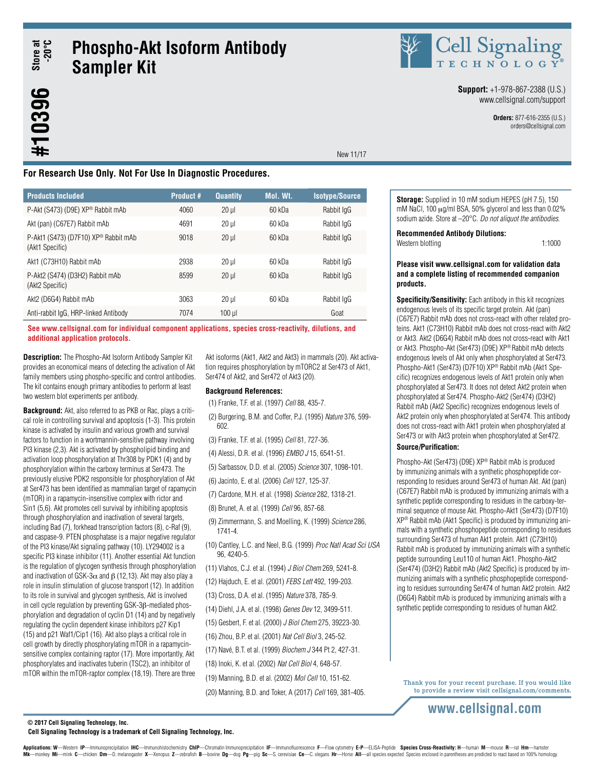# Phospho-Akt Isoform Antibody Sampler Kit

**#10396** Store at -20°C

**Support:** +1-978-867-2388 (U.S.)
www.cellsignal.com/support

**Orders:** 877-616-2355 (U.S.)
orders@cellsignal.com

New 11/17

**For Research Use Only. Not For Use In Diagnostic Procedures.**

| Products Included | Product # | Quantity | Mol. Wt. | Isotype/Source |
|---|---|---|---|---|
| P-Akt (S473) (D9E) XP® Rabbit mAb | 4060 | 20 µl | 60 kDa | Rabbit IgG |
| Akt (pan) (C67E7) Rabbit mAb | 4691 | 20 µl | 60 kDa | Rabbit IgG |
| P-Akt1 (S473) (D7F10) XP® Rabbit mAb (Akt1 Specific) | 9018 | 20 µl | 60 kDa | Rabbit IgG |
| Akt1 (C73H10) Rabbit mAb | 2938 | 20 µl | 60 kDa | Rabbit IgG |
| P-Akt2 (S474) (D3H2) Rabbit mAb (Akt2 Specific) | 8599 | 20 µl | 60 kDa | Rabbit IgG |
| Akt2 (D6G4) Rabbit mAb | 3063 | 20 µl | 60 kDa | Rabbit IgG |
| Anti-rabbit IgG, HRP-linked Antibody | 7074 | 100 µl | | Goat |

**See www.cellsignal.com for individual component applications, species cross-reactivity, dilutions, and additional application protocols.**

**Description:** The Phospho-Akt Isoform Antibody Sampler Kit provides an economical means of detecting the activation of Akt family members using phospho-specific and control antibodies. The kit contains enough primary antibodies to perform at least two western blot experiments per antibody.

**Background:** Akt, also referred to as PKB or Rac, plays a critical role in controlling survival and apoptosis (1-3). This protein kinase is activated by insulin and various growth and survival factors to function in a wortmannin-sensitive pathway involving PI3 kinase (2,3). Akt is activated by phospholipid binding and activation loop phosphorylation at Thr308 by PDK1 (4) and by phosphorylation within the carboxy terminus at Ser473. The previously elusive PDK2 responsible for phosphorylation of Akt at Ser473 has been identified as mammalian target of rapamycin (mTOR) in a rapamycin-insensitive complex with rictor and Sin1 (5,6). Akt promotes cell survival by inhibiting apoptosis through phosphorylation and inactivation of several targets, including Bad (7), forkhead transcription factors (8), c-Raf (9), and caspase-9. PTEN phosphatase is a major negative regulator of the PI3 kinase/Akt signaling pathway (10). LY294002 is a specific PI3 kinase inhibitor (11). Another essential Akt function is the regulation of glycogen synthesis through phosphorylation and inactivation of GSK-3$\alpha$ and $\beta$ (12,13). Akt may also play a role in insulin stimulation of glucose transport (12). In addition to its role in survival and glycogen synthesis, Akt is involved in cell cycle regulation by preventing GSK-3$\beta$-mediated phosphorylation and degradation of cyclin D1 (14) and by negatively regulating the cyclin dependent kinase inhibitors p27 Kip1 (15) and p21 Waf1/Cip1 (16). Akt also plays a critical role in cell growth by directly phosphorylating mTOR in a rapamycin-sensitive complex containing raptor (17). More importantly, Akt phosphorylates and inactivates tuberin (TSC2), an inhibitor of mTOR within the mTOR-raptor complex (18,19). There are three Akt isoforms (Akt1, Akt2 and Akt3) in mammals (20). Akt activation requires phosphorylation by mTORC2 at Ser473 of Akt1, Ser474 of Akt2, and Ser472 of Akt3 (20).

### Background References:

(1) Franke, T.F. et al. (1997) *Cell* 88, 435-7.
(2) Burgering, B.M. and Coffer, P.J. (1995) *Nature* 376, 599-602.
(3) Franke, T.F. et al. (1995) *Cell* 81, 727-36.
(4) Alessi, D.R. et al. (1996) *EMBO J* 15, 6541-51.
(5) Sarbassov, D.D. et al. (2005) *Science* 307, 1098-101.
(6) Jacinto, E. et al. (2006) *Cell* 127, 125-37.
(7) Cardone, M.H. et al. (1998) *Science* 282, 1318-21.
(8) Brunet, A. et al. (1999) *Cell* 96, 857-68.
(9) Zimmermann, S. and Moelling, K. (1999) *Science* 286, 1741-4.
(10) Cantley, L.C. and Neel, B.G. (1999) *Proc Natl Acad Sci USA* 96, 4240-5.
(11) Vlahos, C.J. et al. (1994) *J Biol Chem* 269, 5241-8.
(12) Hajduch, E. et al. (2001) *FEBS Lett* 492, 199-203.
(13) Cross, D.A. et al. (1995) *Nature* 378, 785-9.
(14) Diehl, J.A. et al. (1998) *Genes Dev* 12, 3499-511.
(15) Gesbert, F. et al. (2000) *J Biol Chem* 275, 39223-30.
(16) Zhou, B.P. et al. (2001) *Nat Cell Biol* 3, 245-52.
(17) Navé, B.T. et al. (1999) *Biochem J* 344 Pt 2, 427-31.
(18) Inoki, K. et al. (2002) *Nat Cell Biol* 4, 648-57.
(19) Manning, B.D. et al. (2002) *Mol Cell* 10, 151-62.
(20) Manning, B.D. and Toker, A (2017) *Cell* 169, 381-405.

**Storage:** Supplied in 10 mM sodium HEPES (pH 7.5), 150 mM NaCl, 100 µg/ml BSA, 50% glycerol and less than 0.02% sodium azide. Store at –20°C. *Do not aliquot the antibodies.*

**Recommended Antibody Dilutions:**
Western blotting 1:1000

**Please visit www.cellsignal.com for validation data and a complete listing of recommended companion products.**

**Specificity/Sensitivity:** Each antibody in this kit recognizes endogenous levels of its specific target protein. Akt (pan) (C67E7) Rabbit mAb does not cross-react with other related proteins. Akt1 (C73H10) Rabbit mAb does not cross-react with Akt2 or Akt3. Akt2 (D6G4) Rabbit mAb does not cross-react with Akt1 or Akt3. Phospho-Akt (Ser473) (D9E) XP® Rabbit mAb detects endogenous levels of Akt only when phosphorylated at Ser473. Phospho-Akt1 (Ser473) (D7F10) XP® Rabbit mAb (Akt1 Specific) recognizes endogenous levels of Akt1 protein only when phosphorylated at Ser473. It does not detect Akt2 protein when phosphorylated at Ser474. Phospho-Akt2 (Ser474) (D3H2) Rabbit mAb (Akt2 Specific) recognizes endogenous levels of Akt2 protein only when phosphorylated at Ser474. This antibody does not cross-react with Akt1 protein when phosphorylated at Ser473 or with Akt3 protein when phosphorylated at Ser472.

**Source/Purification:**

Phospho-Akt (Ser473) (D9E) XP® Rabbit mAb is produced by immunizing animals with a synthetic phosphopeptide corresponding to residues around Ser473 of human Akt. Akt (pan) (C67E7) Rabbit mAb is produced by immunizing animals with a synthetic peptide corresponding to residues in the carboxy-terminal sequence of mouse Akt. Phospho-Akt1 (Ser473) (D7F10) XP® Rabbit mAb (Akt1 Specific) is produced by immunizing animals with a synthetic phosphopeptide corresponding to residues surrounding Ser473 of human Akt1 protein. Akt1 (C73H10) Rabbit mAb is produced by immunizing animals with a synthetic peptide surrounding Leu110 of human Akt1. Phospho-Akt2 (Ser474) (D3H2) Rabbit mAb (Akt2 Specific) is produced by immunizing animals with a synthetic phosphopeptide corresponding to residues surrounding Ser474 of human Akt2 protein. Akt2 (D6G4) Rabbit mAb is produced by immunizing animals with a synthetic peptide corresponding to residues of human Akt2.

Thank you for your recent purchase. If you would like to provide a review visit cellsignal.com/comments.

www.cellsignal.com

© 2017 Cell Signaling Technology, Inc.
Cell Signaling Technology is a trademark of Cell Signaling Technology, Inc.

**Applications: W**—Western **IP**—Immunoprecipitation **IHC**—Immunohistochemistry **ChIP**—Chromatin Immunoprecipitation **IF**—Immunofluorescence **F**—Flow cytometry **E-P**—ELISA-Peptide **Species Cross-Reactivity: H**—human **M**—mouse **R**—rat **Hm**—hamster **Mk**—monkey **Mi**—mink **C**—chicken **Dm**—D. melanogaster **X**—Xenopus **Z**—zebrafish **B**—bovine **Dg**—dog **Pg**—pig **Sc**—S. cerevisiae **Ce**—C. elegans **Hr**—Horse **All**—all species expected Species enclosed in parentheses are predicted to react based on 100% homology.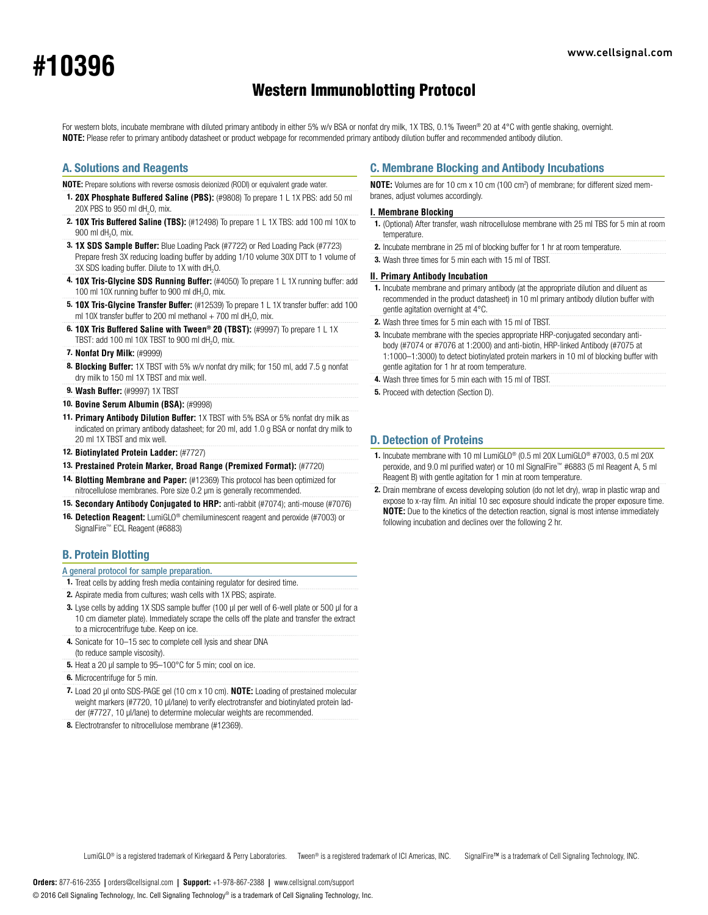# #10396

## Western Immunoblotting Protocol

For western blots, incubate membrane with diluted primary antibody in either 5% w/v BSA or nonfat dry milk, 1X TBS, 0.1% Tween® 20 at 4°C with gentle shaking, overnight.
**NOTE:** Please refer to primary antibody datasheet or product webpage for recommended primary antibody dilution buffer and recommended antibody dilution.

### A. Solutions and Reagents

**NOTE:** Prepare solutions with reverse osmosis deionized (RODI) or equivalent grade water.

1. **20X Phosphate Buffered Saline (PBS):** (#9808) To prepare 1 L 1X PBS: add 50 ml 20X PBS to 950 ml $dH_2O$, mix.
2. **10X Tris Buffered Saline (TBS):** (#12498) To prepare 1 L 1X TBS: add 100 ml 10X to 900 ml $dH_2O$, mix.
3. **1X SDS Sample Buffer:** Blue Loading Pack (#7722) or Red Loading Pack (#7723) Prepare fresh 3X reducing loading buffer by adding 1/10 volume 30X DTT to 1 volume of 3X SDS loading buffer. Dilute to 1X with $dH_2O$.
4. **10X Tris-Glycine SDS Running Buffer:** (#4050) To prepare 1 L 1X running buffer: add 100 ml 10X running buffer to 900 ml $dH_2O$, mix.
5. **10X Tris-Glycine Transfer Buffer:** (#12539) To prepare 1 L 1X transfer buffer: add 100 ml 10X transfer buffer to 200 ml methanol + 700 ml $dH_2O$, mix.
6. **10X Tris Buffered Saline with Tween® 20 (TBST):** (#9997) To prepare 1 L 1X TBST: add 100 ml 10X TBST to 900 ml $dH_2O$, mix.
7. **Nonfat Dry Milk:** (#9999)
8. **Blocking Buffer:** 1X TBST with 5% w/v nonfat dry milk; for 150 ml, add 7.5 g nonfat dry milk to 150 ml 1X TBST and mix well.
9. **Wash Buffer:** (#9997) 1X TBST
10. **Bovine Serum Albumin (BSA):** (#9998)
11. **Primary Antibody Dilution Buffer:** 1X TBST with 5% BSA or 5% nonfat dry milk as indicated on primary antibody datasheet; for 20 ml, add 1.0 g BSA or nonfat dry milk to 20 ml 1X TBST and mix well.
12. **Biotinylated Protein Ladder:** (#7727)
13. **Prestained Protein Marker, Broad Range (Premixed Format):** (#7720)
14. **Blotting Membrane and Paper:** (#12369) This protocol has been optimized for nitrocellulose membranes. Pore size 0.2 µm is generally recommended.
15. **Secondary Antibody Conjugated to HRP:** anti-rabbit (#7074); anti-mouse (#7076)
16. **Detection Reagent:** LumiGLO® chemiluminescent reagent and peroxide (#7003) or SignalFire™ ECL Reagent (#6883)

### B. Protein Blotting

A general protocol for sample preparation.

1. Treat cells by adding fresh media containing regulator for desired time.
2. Aspirate media from cultures; wash cells with 1X PBS; aspirate.
3. Lyse cells by adding 1X SDS sample buffer (100 µl per well of 6-well plate or 500 µl for a 10 cm diameter plate). Immediately scrape the cells off the plate and transfer the extract to a microcentrifuge tube. Keep on ice.
4. Sonicate for 10–15 sec to complete cell lysis and shear DNA (to reduce sample viscosity).
5. Heat a 20 µl sample to 95–100°C for 5 min; cool on ice.
6. Microcentrifuge for 5 min.
7. Load 20 µl onto SDS-PAGE gel (10 cm x 10 cm). **NOTE:** Loading of prestained molecular weight markers (#7720, 10 µl/lane) to verify electrotransfer and biotinylated protein ladder (#7727, 10 µl/lane) to determine molecular weights are recommended.
8. Electrotransfer to nitrocellulose membrane (#12369).

### C. Membrane Blocking and Antibody Incubations

**NOTE:** Volumes are for 10 cm x 10 cm (100 cm²) of membrane; for different sized membranes, adjust volumes accordingly.

#### I. Membrane Blocking

1. (Optional) After transfer, wash nitrocellulose membrane with 25 ml TBS for 5 min at room temperature.
2. Incubate membrane in 25 ml of blocking buffer for 1 hr at room temperature.
3. Wash three times for 5 min each with 15 ml of TBST.

#### II. Primary Antibody Incubation

1. Incubate membrane and primary antibody (at the appropriate dilution and diluent as recommended in the product datasheet) in 10 ml primary antibody dilution buffer with gentle agitation overnight at 4°C.
2. Wash three times for 5 min each with 15 ml of TBST.
3. Incubate membrane with the species appropriate HRP-conjugated secondary antibody (#7074 or #7076 at 1:2000) and anti-biotin, HRP-linked Antibody (#7075 at 1:1000–1:3000) to detect biotinylated protein markers in 10 ml of blocking buffer with gentle agitation for 1 hr at room temperature.
4. Wash three times for 5 min each with 15 ml of TBST.
5. Proceed with detection (Section D).

### D. Detection of Proteins

1. Incubate membrane with 10 ml LumiGLO® (0.5 ml 20X LumiGLO® #7003, 0.5 ml 20X peroxide, and 9.0 ml purified water) or 10 ml SignalFire™ #6883 (5 ml Reagent A, 5 ml Reagent B) with gentle agitation for 1 min at room temperature.
2. Drain membrane of excess developing solution (do not let dry), wrap in plastic wrap and expose to x-ray film. An initial 10 sec exposure should indicate the proper exposure time. **NOTE:** Due to the kinetics of the detection reaction, signal is most intense immediately following incubation and declines over the following 2 hr.

LumiGLO® is a registered trademark of Kirkegaard & Perry Laboratories. Tween® is a registered trademark of ICI Americas, INC. SignalFire™ is a trademark of Cell Signaling Technology, INC.